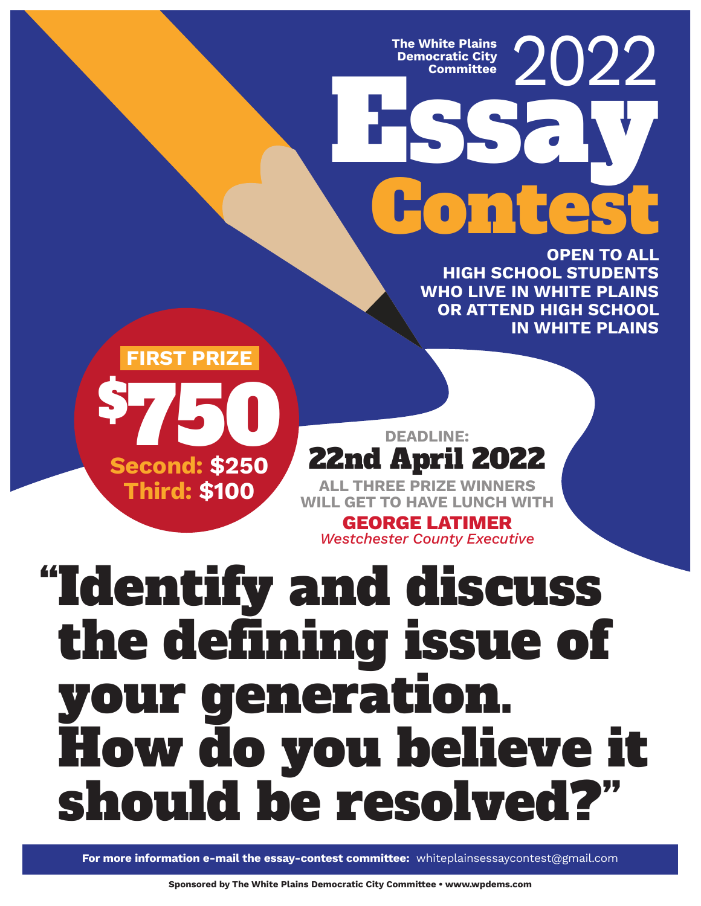The White Plains Democratic City Committee

# 2022 Essay Contest

**OPEN TO ALL HIGH SCHOOL STUDENTS WHO LIVE IN WHITE PLAINS OR ATTEND HIGH SCHOOL IN WHITE PLAINS**

**FIRST PRIZE**

## $750

**Second: $250**
**Third: $100**

**DEADLINE:**

## 22nd April 2022

**ALL THREE PRIZE WINNERS WILL GET TO HAVE LUNCH WITH**

**GEORGE LATIMER**
*Westchester County Executive*

# "Identify and discuss the defining issue of your generation. How do you believe it should be resolved?"

**For more information e-mail the essay-contest committee:** whiteplainsessaycontest@gmail.com

**Sponsored by The White Plains Democratic City Committee • www.wpdems.com**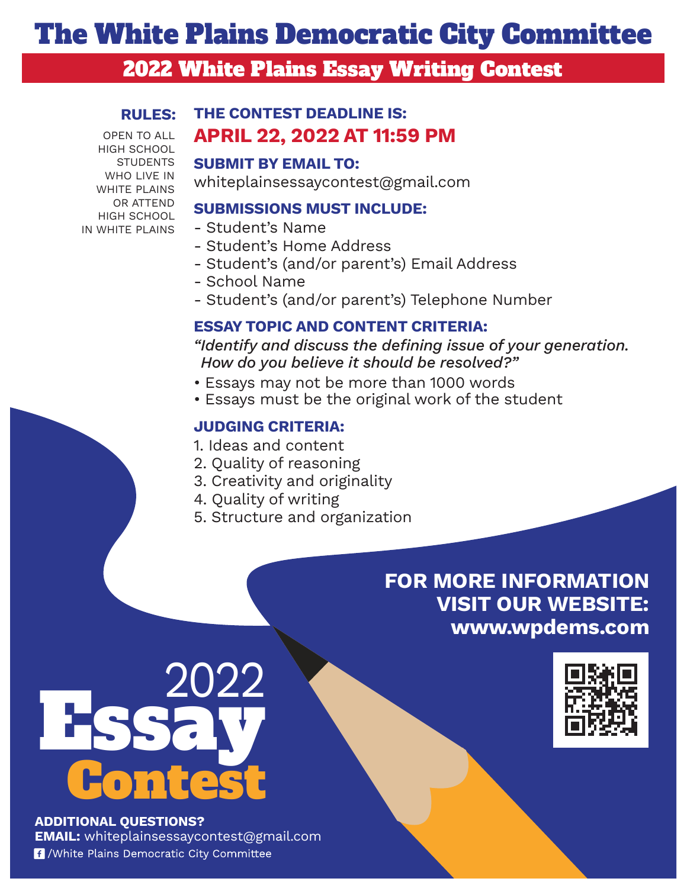# The White Plains Democratic City Committee

## 2022 White Plains Essay Writing Contest

**RULES:**

OPEN TO ALL HIGH SCHOOL STUDENTS WHO LIVE IN WHITE PLAINS OR ATTEND HIGH SCHOOL IN WHITE PLAINS

**THE CONTEST DEADLINE IS:**

**APRIL 22, 2022 AT 11:59 PM**

**SUBMIT BY EMAIL TO:**

whiteplainsessaycontest@gmail.com

**SUBMISSIONS MUST INCLUDE:**

- Student's Name
- Student's Home Address
- Student's (and/or parent's) Email Address
- School Name
- Student's (and/or parent's) Telephone Number

**ESSAY TOPIC AND CONTENT CRITERIA:**

*"Identify and discuss the defining issue of your generation. How do you believe it should be resolved?"*

- Essays may not be more than 1000 words
- Essays must be the original work of the student

**JUDGING CRITERIA:**

1. Ideas and content
2. Quality of reasoning
3. Creativity and originality
4. Quality of writing
5. Structure and organization

**FOR MORE INFORMATION VISIT OUR WEBSITE: www.wpdems.com**

2022 **Essay Contest**

**ADDITIONAL QUESTIONS?**

**EMAIL:** whiteplainsessaycontest@gmail.com

/White Plains Democratic City Committee